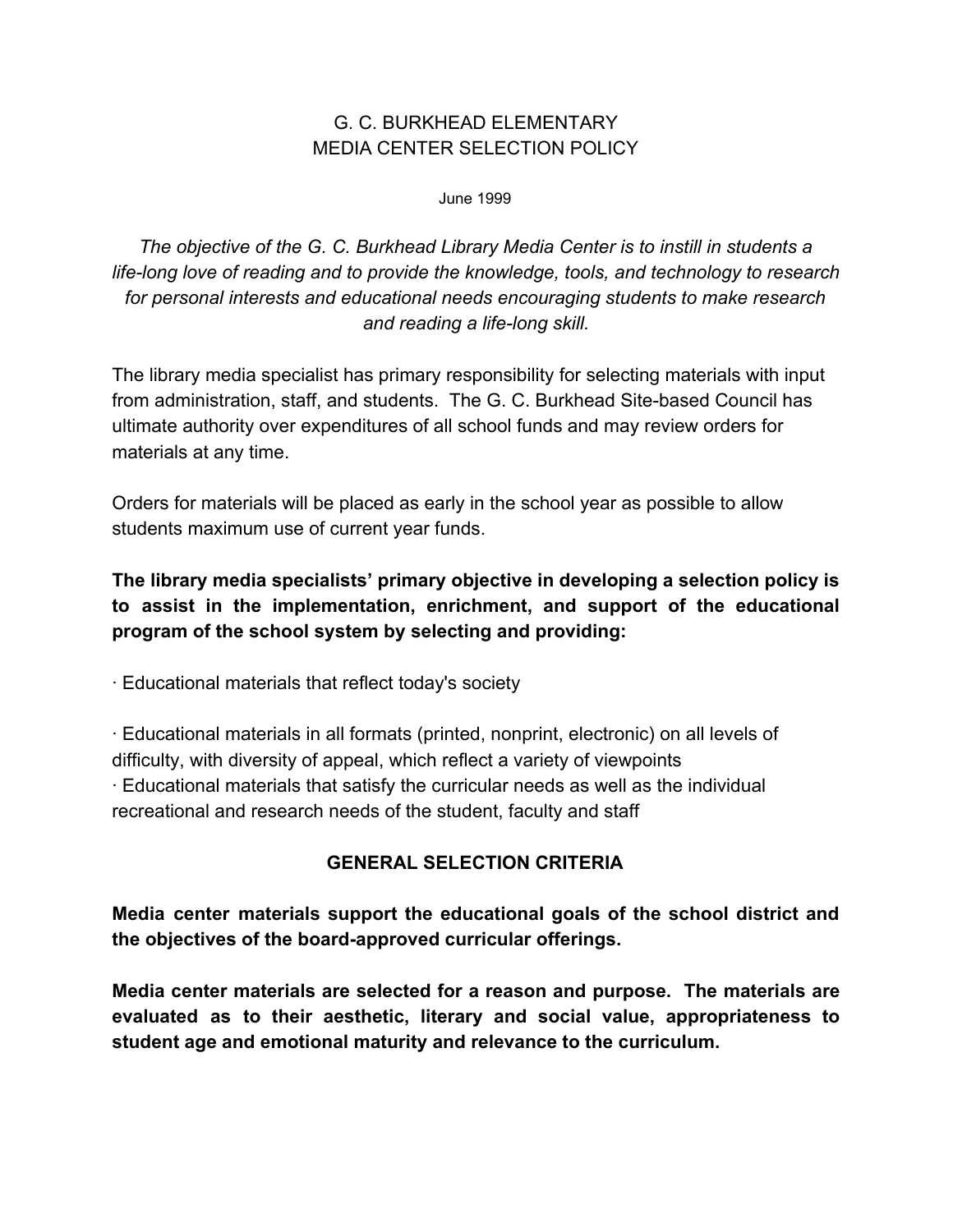# G. C. BURKHEAD ELEMENTARY
# MEDIA CENTER SELECTION POLICY

June 1999

*The objective of the G. C. Burkhead Library Media Center is to instill in students a life-long love of reading and to provide the knowledge, tools, and technology to research for personal interests and educational needs encouraging students to make research and reading a life-long skill.*

The library media specialist has primary responsibility for selecting materials with input from administration, staff, and students. The G. C. Burkhead Site-based Council has ultimate authority over expenditures of all school funds and may review orders for materials at any time.

Orders for materials will be placed as early in the school year as possible to allow students maximum use of current year funds.

**The library media specialists' primary objective in developing a selection policy is to assist in the implementation, enrichment, and support of the educational program of the school system by selecting and providing:**

· Educational materials that reflect today's society

· Educational materials in all formats (printed, nonprint, electronic) on all levels of difficulty, with diversity of appeal, which reflect a variety of viewpoints

· Educational materials that satisfy the curricular needs as well as the individual recreational and research needs of the student, faculty and staff

## GENERAL SELECTION CRITERIA

**Media center materials support the educational goals of the school district and the objectives of the board-approved curricular offerings.**

**Media center materials are selected for a reason and purpose. The materials are evaluated as to their aesthetic, literary and social value, appropriateness to student age and emotional maturity and relevance to the curriculum.**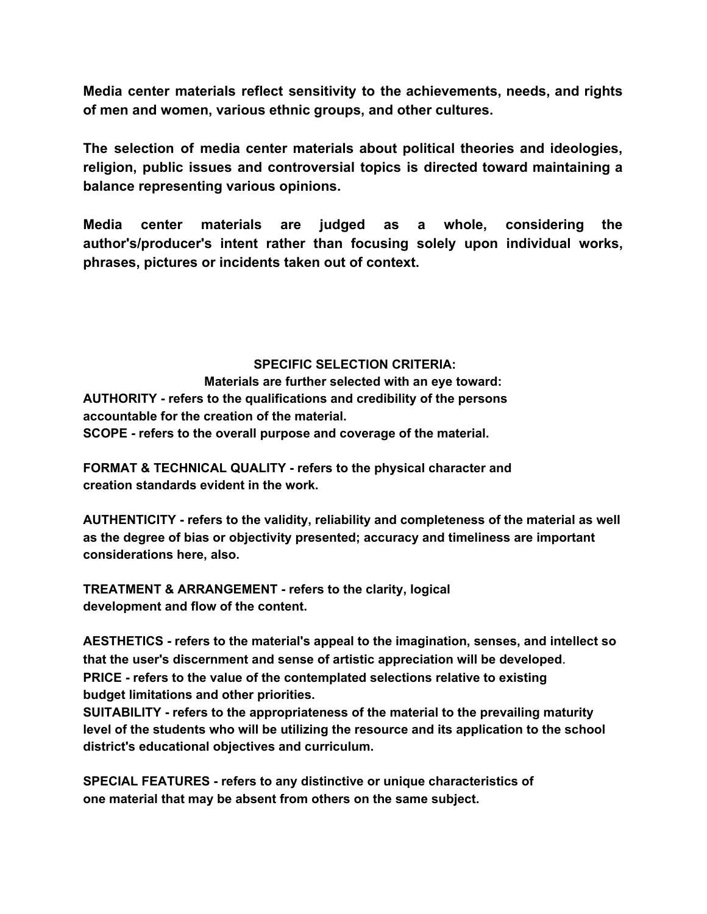**Media center materials reflect sensitivity to the achievements, needs, and rights of men and women, various ethnic groups, and other cultures.**

**The selection of media center materials about political theories and ideologies, religion, public issues and controversial topics is directed toward maintaining a balance representing various opinions.**

**Media center materials are judged as a whole, considering the author's/producer's intent rather than focusing solely upon individual works, phrases, pictures or incidents taken out of context.**

## SPECIFIC SELECTION CRITERIA:

**Materials are further selected with an eye toward:**

**AUTHORITY - refers to the qualifications and credibility of the persons accountable for the creation of the material.**

**SCOPE - refers to the overall purpose and coverage of the material.**

**FORMAT & TECHNICAL QUALITY - refers to the physical character and creation standards evident in the work.**

**AUTHENTICITY - refers to the validity, reliability and completeness of the material as well as the degree of bias or objectivity presented; accuracy and timeliness are important considerations here, also.**

**TREATMENT & ARRANGEMENT - refers to the clarity, logical development and flow of the content.**

**AESTHETICS - refers to the material's appeal to the imagination, senses, and intellect so that the user's discernment and sense of artistic appreciation will be developed.**

**PRICE - refers to the value of the contemplated selections relative to existing budget limitations and other priorities.**

**SUITABILITY - refers to the appropriateness of the material to the prevailing maturity level of the students who will be utilizing the resource and its application to the school district's educational objectives and curriculum.**

**SPECIAL FEATURES - refers to any distinctive or unique characteristics of one material that may be absent from others on the same subject.**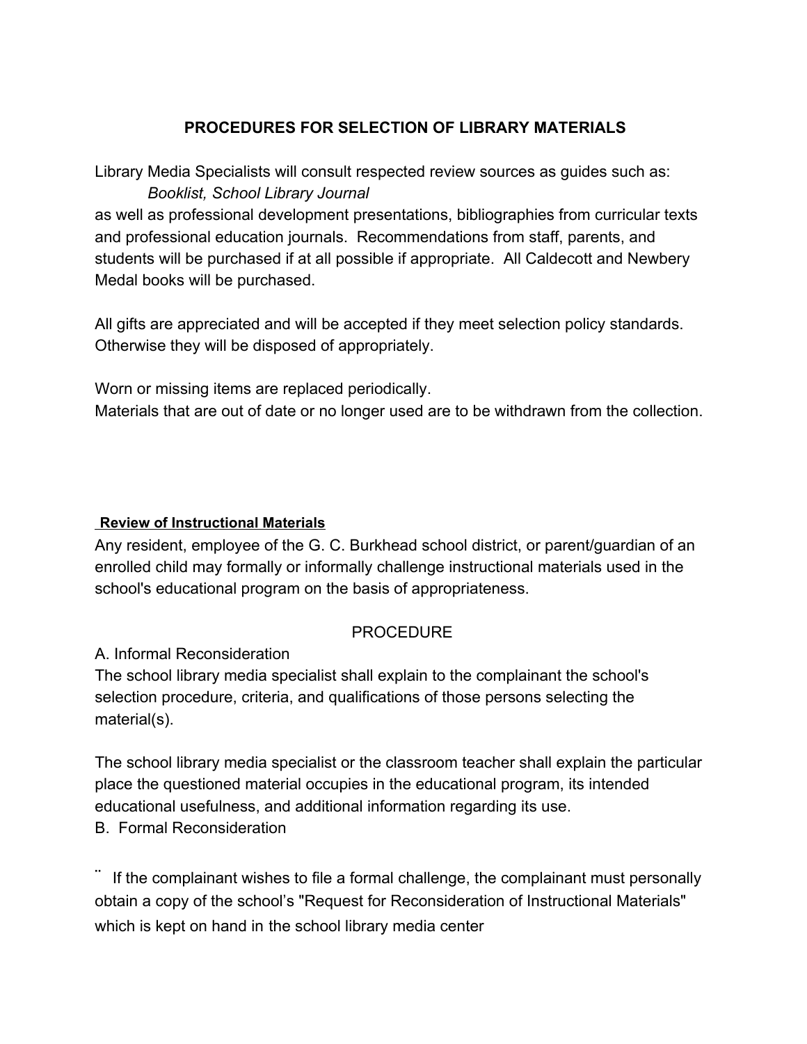## PROCEDURES FOR SELECTION OF LIBRARY MATERIALS

Library Media Specialists will consult respected review sources as guides such as:
*Booklist, School Library Journal*
as well as professional development presentations, bibliographies from curricular texts and professional education journals. Recommendations from staff, parents, and students will be purchased if at all possible if appropriate. All Caldecott and Newbery Medal books will be purchased.

All gifts are appreciated and will be accepted if they meet selection policy standards. Otherwise they will be disposed of appropriately.

Worn or missing items are replaced periodically.
Materials that are out of date or no longer used are to be withdrawn from the collection.

**Review of Instructional Materials**

Any resident, employee of the G. C. Burkhead school district, or parent/guardian of an enrolled child may formally or informally challenge instructional materials used in the school's educational program on the basis of appropriateness.

PROCEDURE

A. Informal Reconsideration

The school library media specialist shall explain to the complainant the school's selection procedure, criteria, and qualifications of those persons selecting the material(s).

The school library media specialist or the classroom teacher shall explain the particular place the questioned material occupies in the educational program, its intended educational usefulness, and additional information regarding its use.

B. Formal Reconsideration

¨ If the complainant wishes to file a formal challenge, the complainant must personally obtain a copy of the school's "Request for Reconsideration of Instructional Materials" which is kept on hand in the school library media center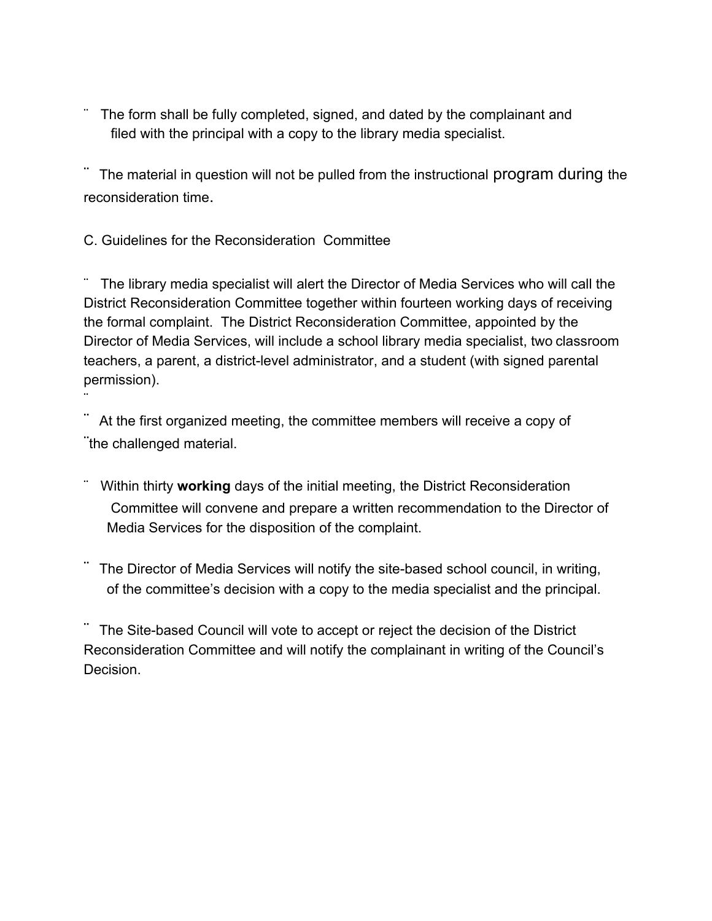- The form shall be fully completed, signed, and dated by the complainant and filed with the principal with a copy to the library media specialist.

- The material in question will not be pulled from the instructional program during the reconsideration time.

C. Guidelines for the Reconsideration Committee

- The library media specialist will alert the Director of Media Services who will call the District Reconsideration Committee together within fourteen working days of receiving the formal complaint. The District Reconsideration Committee, appointed by the Director of Media Services, will include a school library media specialist, two classroom teachers, a parent, a district-level administrator, and a student (with signed parental permission).

- At the first organized meeting, the committee members will receive a copy of the challenged material.

- Within thirty **working** days of the initial meeting, the District Reconsideration Committee will convene and prepare a written recommendation to the Director of Media Services for the disposition of the complaint.

- The Director of Media Services will notify the site-based school council, in writing, of the committee's decision with a copy to the media specialist and the principal.

- The Site-based Council will vote to accept or reject the decision of the District Reconsideration Committee and will notify the complainant in writing of the Council's Decision.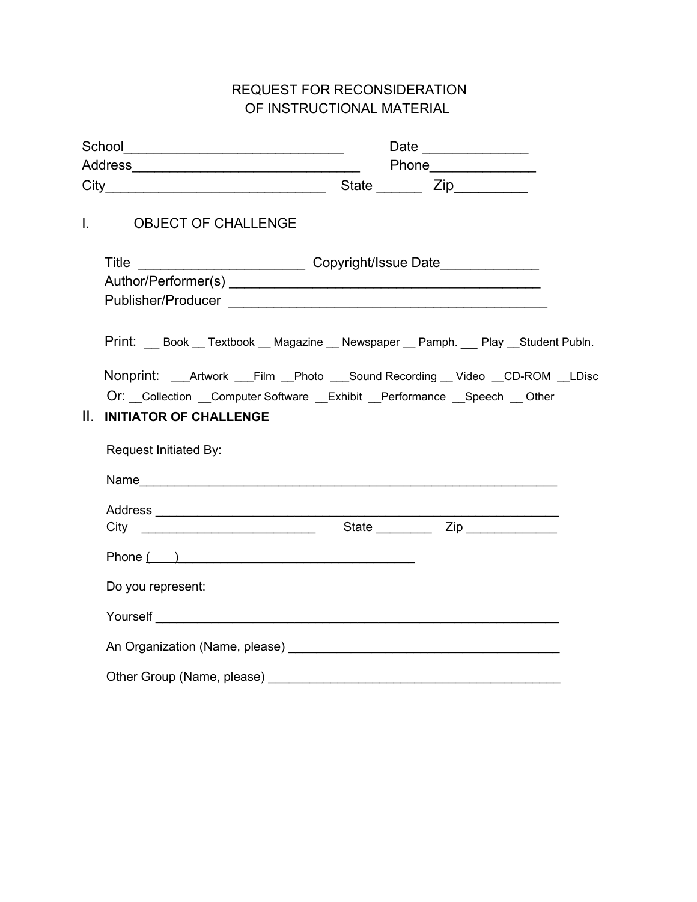# REQUEST FOR RECONSIDERATION OF INSTRUCTIONAL MATERIAL

School_____________________________ Date ______________
Address______________________________ Phone______________
City_____________________________ State ______ Zip_________

## I. OBJECT OF CHALLENGE

Title ______________________ Copyright/Issue Date_____________
Author/Performer(s) __________________________________________
Publisher/Producer ___________________________________________

Print: __ Book __ Textbook __ Magazine __ Newspaper __ Pamph. __ Play __Student Publn.

Nonprint: ___Artwork ___Film __Photo ___Sound Recording __ Video __CD-ROM __LDisc
Or: __Collection __Computer Software __Exhibit __Performance __Speech __ Other

## II. INITIATOR OF CHALLENGE

Request Initiated By:

Name____________________________________________________________

Address _________________________________________________________
City _________________________ State ________ Zip _____________

Phone ( )___________________________________

Do you represent:

Yourself _________________________________________________________

An Organization (Name, please) ______________________________________

Other Group (Name, please) __________________________________________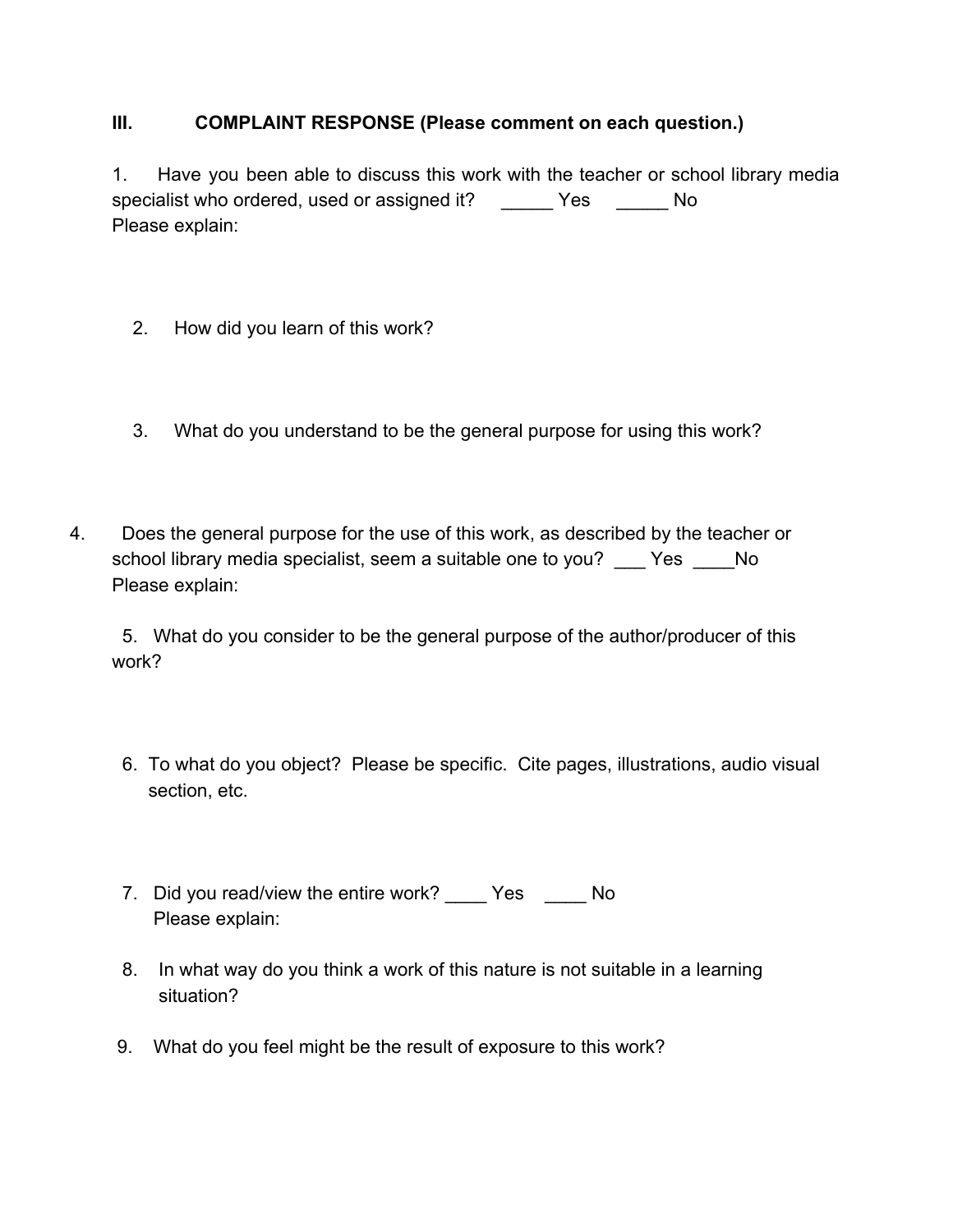### III. COMPLAINT RESPONSE (Please comment on each question.)

1. Have you been able to discuss this work with the teacher or school library media specialist who ordered, used or assigned it? _____ Yes _____ No
   Please explain:

2. How did you learn of this work?

3. What do you understand to be the general purpose for using this work?

4. Does the general purpose for the use of this work, as described by the teacher or school library media specialist, seem a suitable one to you? ___ Yes ____No
   Please explain:

5. What do you consider to be the general purpose of the author/producer of this work?

6. To what do you object? Please be specific. Cite pages, illustrations, audio visual section, etc.

7. Did you read/view the entire work? ____ Yes ____ No
   Please explain:

8. In what way do you think a work of this nature is not suitable in a learning situation?

9. What do you feel might be the result of exposure to this work?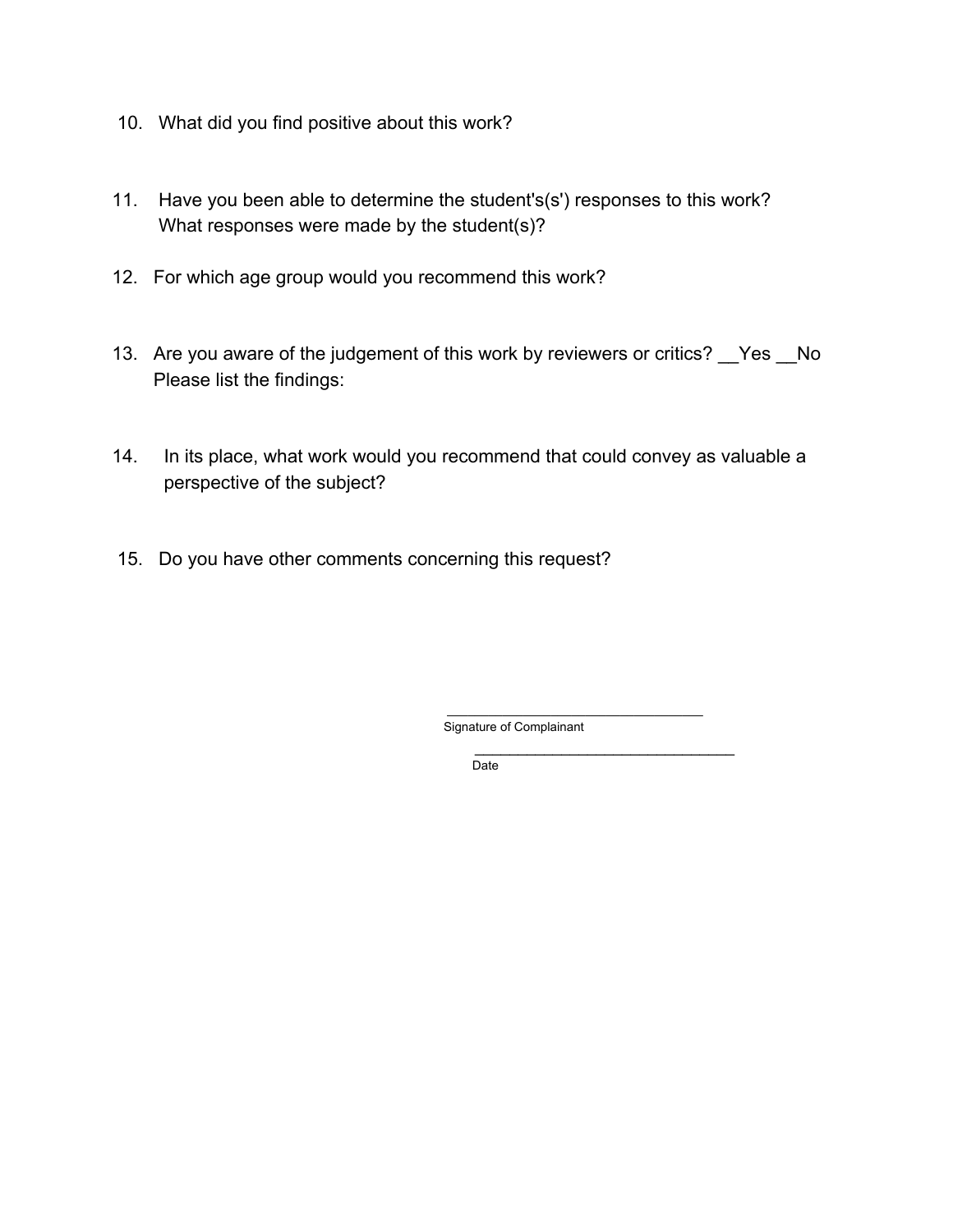10. What did you find positive about this work?

11. Have you been able to determine the student's(s') responses to this work? What responses were made by the student(s)?

12. For which age group would you recommend this work?

13. Are you aware of the judgement of this work by reviewers or critics? __Yes __No
    Please list the findings:

14. In its place, what work would you recommend that could convey as valuable a perspective of the subject?

15. Do you have other comments concerning this request?

_________________________________
Signature of Complainant

_________________________________
Date